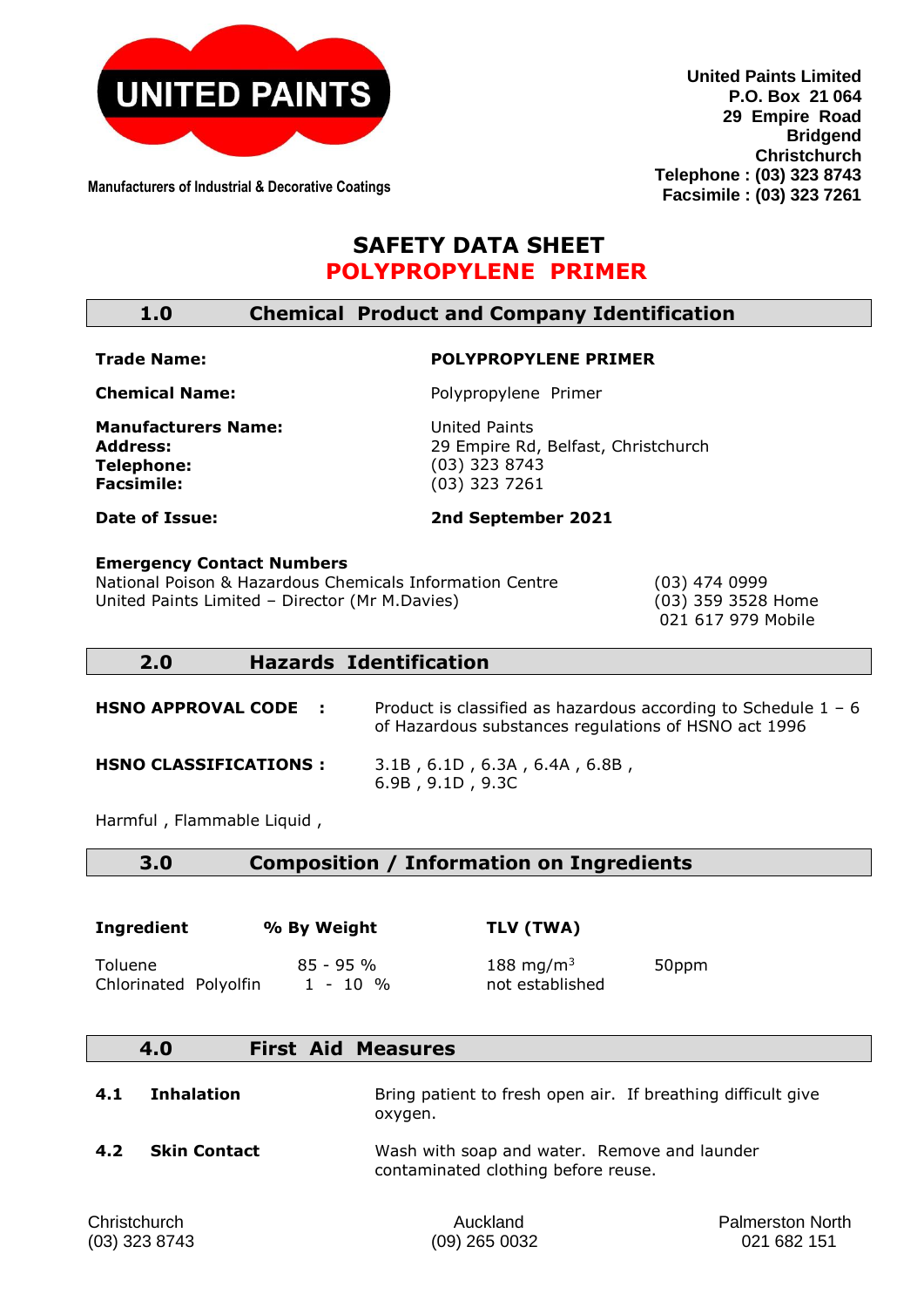UNITED PAINTS

Manufacturers of Industrial & Decorative Coatings

**United Paints Limited**
**P.O. Box 21 064**
**29 Empire Road**
**Bridgend**
**Christchurch**
**Telephone : (03) 323 8743**
**Facsimile : (03) 323 7261**

# SAFETY DATA SHEET
# POLYPROPYLENE PRIMER

## 1.0 Chemical Product and Company Identification

**Trade Name:** **POLYPROPYLENE PRIMER**

**Chemical Name:** Polypropylene Primer

**Manufacturers Name:** United Paints
**Address:** 29 Empire Rd, Belfast, Christchurch
**Telephone:** (03) 323 8743
**Facsimile:** (03) 323 7261

**Date of Issue:** **2nd September 2021**

**Emergency Contact Numbers**

| | |
|---|---|
| National Poison & Hazardous Chemicals Information Centre | (03) 474 0999 |
| United Paints Limited – Director (Mr M.Davies) | (03) 359 3528 Home |
| | 021 617 979 Mobile |

## 2.0 Hazards Identification

**HSNO APPROVAL CODE :** Product is classified as hazardous according to Schedule 1 – 6 of Hazardous substances regulations of HSNO act 1996

**HSNO CLASSIFICATIONS :** 3.1B , 6.1D , 6.3A , 6.4A , 6.8B , 6.9B , 9.1D , 9.3C

Harmful , Flammable Liquid ,

## 3.0 Composition / Information on Ingredients

| Ingredient | % By Weight | TLV (TWA) | |
|---|---|---|---|
| Toluene | 85 - 95 % | 188 mg/m$^3$ | 50ppm |
| Chlorinated Polyolfin | 1 - 10 % | not established | |

## 4.0 First Aid Measures

**4.1 Inhalation** Bring patient to fresh open air. If breathing difficult give oxygen.

**4.2 Skin Contact** Wash with soap and water. Remove and launder contaminated clothing before reuse.

| Christchurch | Auckland | Palmerston North |
|---|---|---|
| (03) 323 8743 | (09) 265 0032 | 021 682 151 |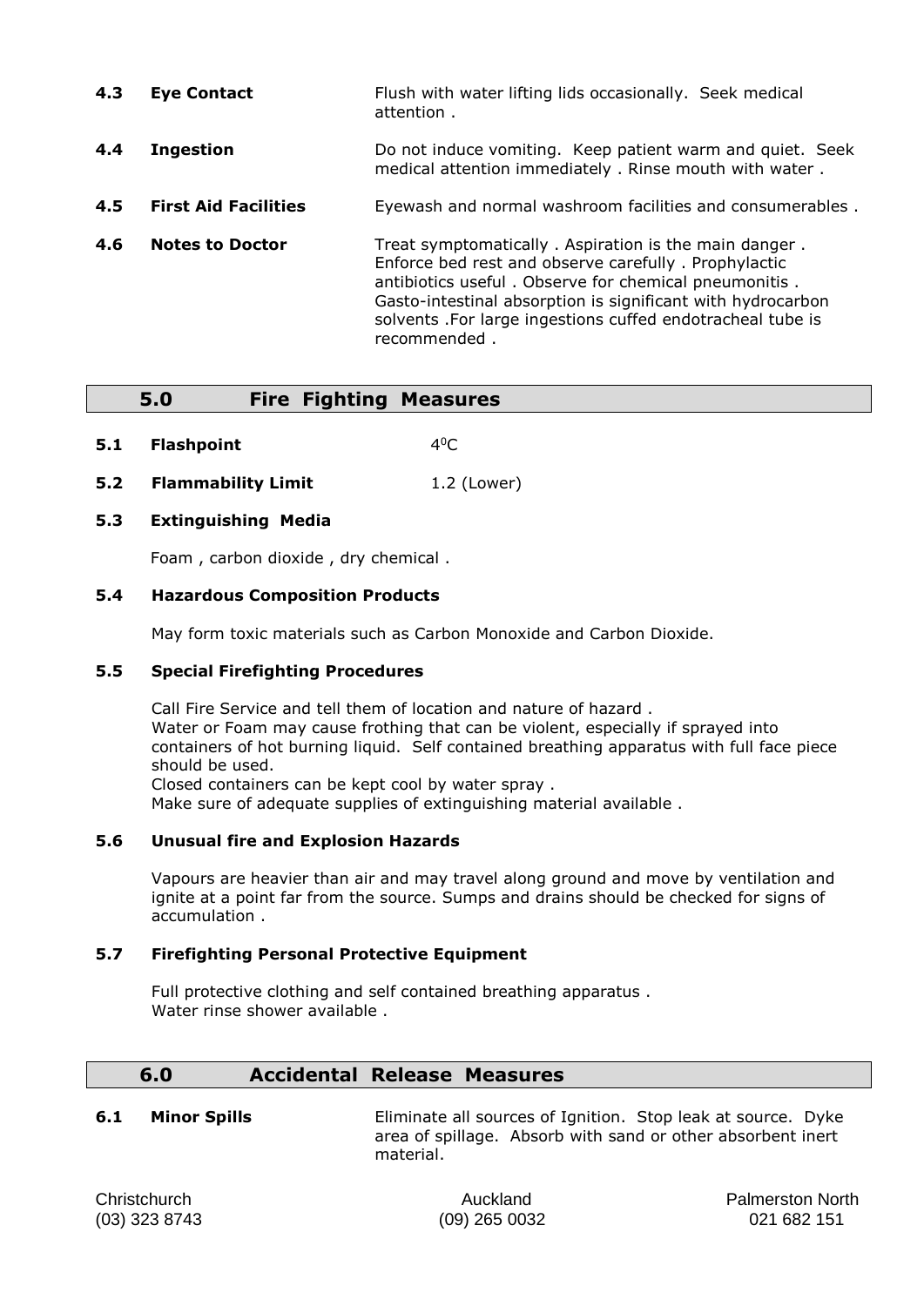**4.3 Eye Contact** — Flush with water lifting lids occasionally. Seek medical attention .

**4.4 Ingestion** — Do not induce vomiting. Keep patient warm and quiet. Seek medical attention immediately . Rinse mouth with water .

**4.5 First Aid Facilities** — Eyewash and normal washroom facilities and consumerables .

**4.6 Notes to Doctor** — Treat symptomatically . Aspiration is the main danger . Enforce bed rest and observe carefully . Prophylactic antibiotics useful . Observe for chemical pneumonitis . Gasto-intestinal absorption is significant with hydrocarbon solvents .For large ingestions cuffed endotracheal tube is recommended .

## 5.0 Fire Fighting Measures

**5.1 Flashpoint** — $4^0$C

**5.2 Flammability Limit** — 1.2 (Lower)

### 5.3 Extinguishing Media

Foam , carbon dioxide , dry chemical .

### 5.4 Hazardous Composition Products

May form toxic materials such as Carbon Monoxide and Carbon Dioxide.

### 5.5 Special Firefighting Procedures

Call Fire Service and tell them of location and nature of hazard .
Water or Foam may cause frothing that can be violent, especially if sprayed into containers of hot burning liquid. Self contained breathing apparatus with full face piece should be used.
Closed containers can be kept cool by water spray .
Make sure of adequate supplies of extinguishing material available .

### 5.6 Unusual fire and Explosion Hazards

Vapours are heavier than air and may travel along ground and move by ventilation and ignite at a point far from the source. Sumps and drains should be checked for signs of accumulation .

### 5.7 Firefighting Personal Protective Equipment

Full protective clothing and self contained breathing apparatus .
Water rinse shower available .

## 6.0 Accidental Release Measures

**6.1 Minor Spills** — Eliminate all sources of Ignition. Stop leak at source. Dyke area of spillage. Absorb with sand or other absorbent inert material.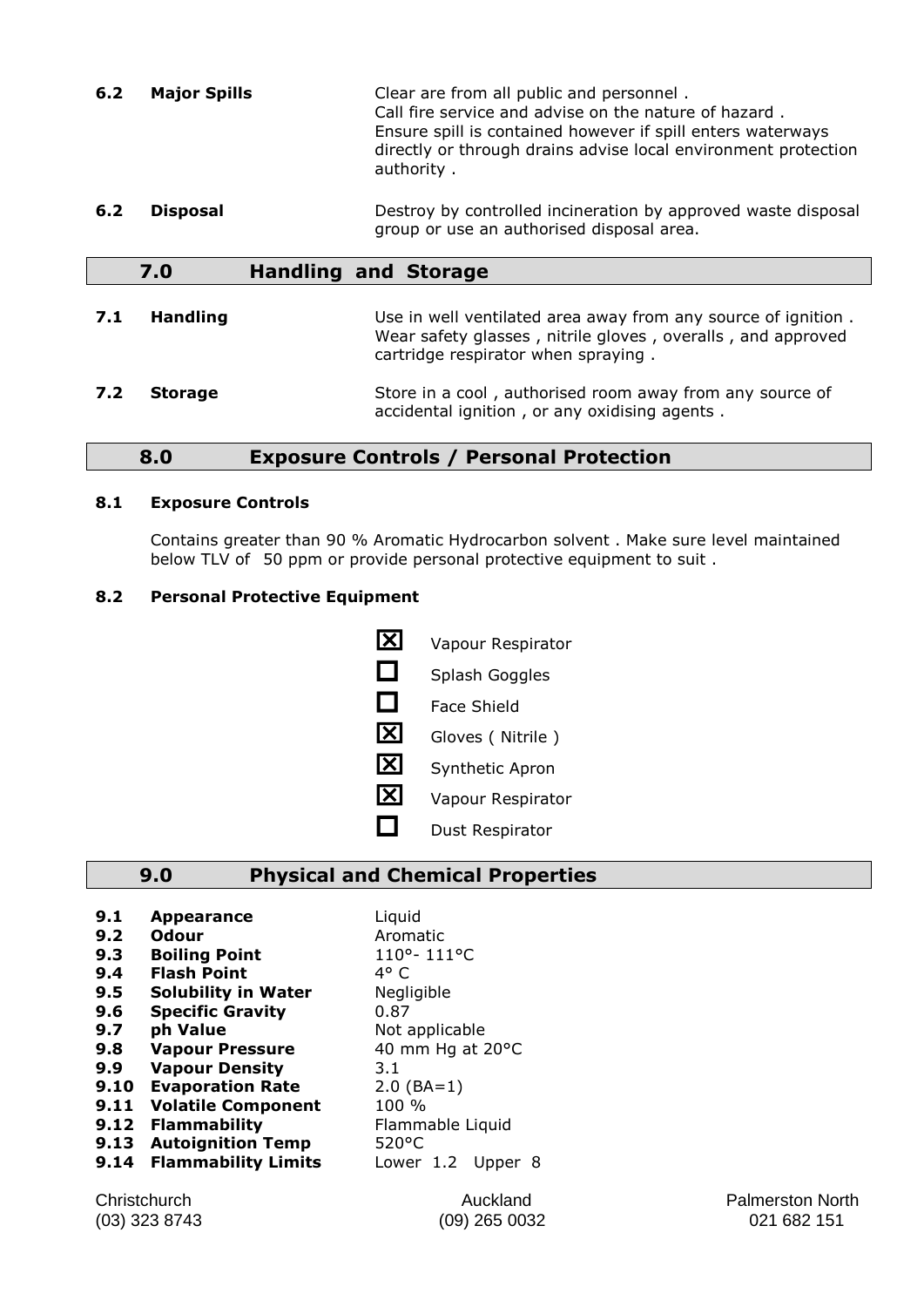**6.2 Major Spills**

Clear are from all public and personnel .
Call fire service and advise on the nature of hazard .
Ensure spill is contained however if spill enters waterways directly or through drains advise local environment protection authority .

**6.2 Disposal**

Destroy by controlled incineration by approved waste disposal group or use an authorised disposal area.

## 7.0 Handling and Storage

**7.1 Handling**

Use in well ventilated area away from any source of ignition . Wear safety glasses , nitrile gloves , overalls , and approved cartridge respirator when spraying .

**7.2 Storage**

Store in a cool , authorised room away from any source of accidental ignition , or any oxidising agents .

## 8.0 Exposure Controls / Personal Protection

**8.1 Exposure Controls**

Contains greater than 90 % Aromatic Hydrocarbon solvent . Make sure level maintained below TLV of 50 ppm or provide personal protective equipment to suit .

**8.2 Personal Protective Equipment**

- ☒ Vapour Respirator
- ☐ Splash Goggles
- ☐ Face Shield
- ☒ Gloves ( Nitrile )
- ☒ Synthetic Apron
- ☒ Vapour Respirator
- ☐ Dust Respirator

## 9.0 Physical and Chemical Properties

| | | |
|---|---|---|
| **9.1** | **Appearance** | Liquid |
| **9.2** | **Odour** | Aromatic |
| **9.3** | **Boiling Point** | 110°- 111°C |
| **9.4** | **Flash Point** | 4° C |
| **9.5** | **Solubility in Water** | Negligible |
| **9.6** | **Specific Gravity** | 0.87 |
| **9.7** | **ph Value** | Not applicable |
| **9.8** | **Vapour Pressure** | 40 mm Hg at 20°C |
| **9.9** | **Vapour Density** | 3.1 |
| **9.10** | **Evaporation Rate** | 2.0 (BA=1) |
| **9.11** | **Volatile Component** | 100 % |
| **9.12** | **Flammability** | Flammable Liquid |
| **9.13** | **Autoignition Temp** | 520°C |
| **9.14** | **Flammability Limits** | Lower 1.2 Upper 8 |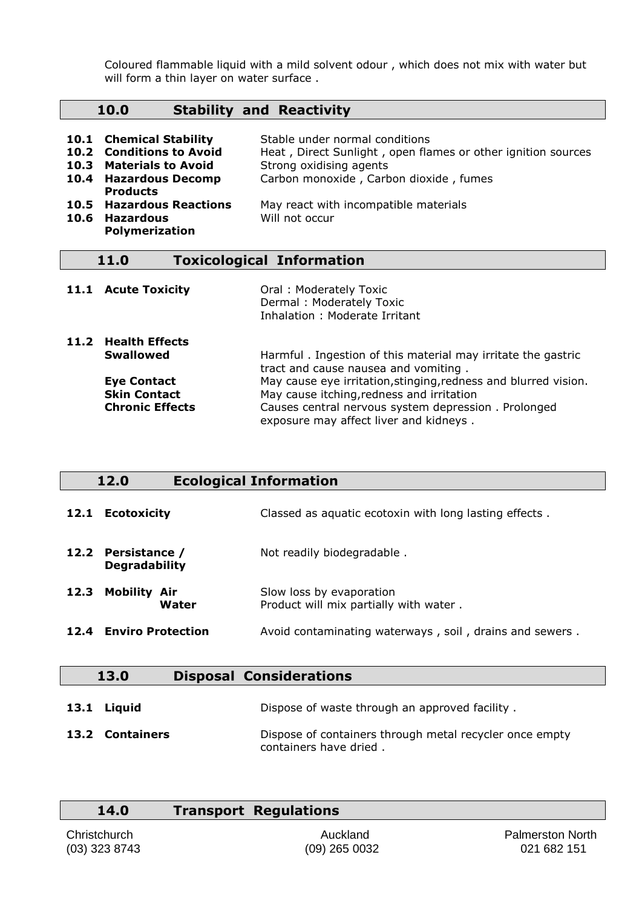Coloured flammable liquid with a mild solvent odour , which does not mix with water but will form a thin layer on water surface .

## 10.0 Stability and Reactivity

| | | |
|---|---|---|
| **10.1** | **Chemical Stability** | Stable under normal conditions |
| **10.2** | **Conditions to Avoid** | Heat , Direct Sunlight , open flames or other ignition sources |
| **10.3** | **Materials to Avoid** | Strong oxidising agents |
| **10.4** | **Hazardous Decomp Products** | Carbon monoxide , Carbon dioxide , fumes |
| **10.5** | **Hazardous Reactions** | May react with incompatible materials |
| **10.6** | **Hazardous Polymerization** | Will not occur |

## 11.0 Toxicological Information

| | | |
|---|---|---|
| **11.1** | **Acute Toxicity** | Oral : Moderately Toxic<br>Dermal : Moderately Toxic<br>Inhalation : Moderate Irritant |
| **11.2** | **Health Effects** | |
| | **Swallowed** | Harmful . Ingestion of this material may irritate the gastric tract and cause nausea and vomiting . |
| | **Eye Contact** | May cause eye irritation,stinging,redness and blurred vision. |
| | **Skin Contact** | May cause itching,redness and irritation |
| | **Chronic Effects** | Causes central nervous system depression . Prolonged exposure may affect liver and kidneys . |

## 12.0 Ecological Information

| | | |
|---|---|---|
| **12.1** | **Ecotoxicity** | Classed as aquatic ecotoxin with long lasting effects . |
| **12.2** | **Persistance / Degradability** | Not readily biodegradable . |
| **12.3** | **Mobility Air** | Slow loss by evaporation |
| | **Water** | Product will mix partially with water . |
| **12.4** | **Enviro Protection** | Avoid contaminating waterways , soil , drains and sewers . |

## 13.0 Disposal Considerations

| | | |
|---|---|---|
| **13.1** | **Liquid** | Dispose of waste through an approved facility . |
| **13.2** | **Containers** | Dispose of containers through metal recycler once empty containers have dried . |

## 14.0 Transport Regulations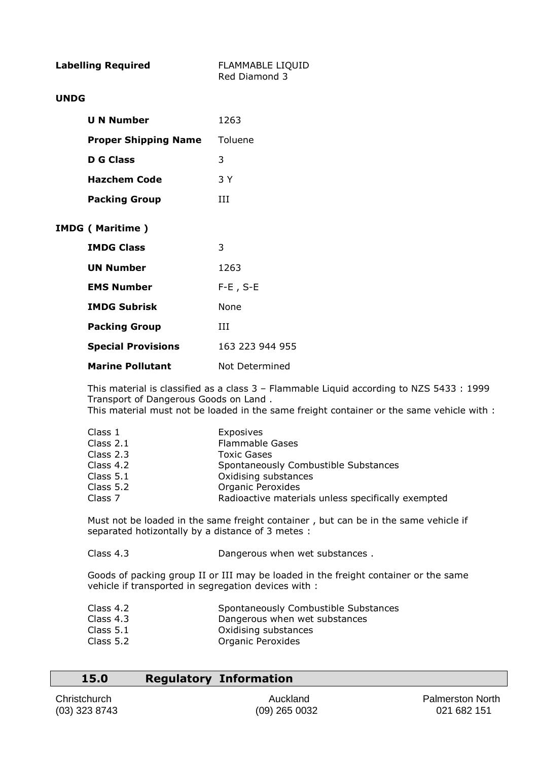**Labelling Required** FLAMMABLE LIQUID
Red Diamond 3

**UNDG**

| | |
|---|---|
| **U N Number** | 1263 |
| **Proper Shipping Name** | Toluene |
| **D G Class** | 3 |
| **Hazchem Code** | 3 Y |
| **Packing Group** | III |

**IMDG ( Maritime )**

| | |
|---|---|
| **IMDG Class** | 3 |
| **UN Number** | 1263 |
| **EMS Number** | F-E , S-E |
| **IMDG Subrisk** | None |
| **Packing Group** | III |
| **Special Provisions** | 163 223 944 955 |
| **Marine Pollutant** | Not Determined |

This material is classified as a class 3 – Flammable Liquid according to NZS 5433 : 1999 Transport of Dangerous Goods on Land .
This material must not be loaded in the same freight container or the same vehicle with :

| | |
|---|---|
| Class 1 | Exposives |
| Class 2.1 | Flammable Gases |
| Class 2.3 | Toxic Gases |
| Class 4.2 | Spontaneously Combustible Substances |
| Class 5.1 | Oxidising substances |
| Class 5.2 | Organic Peroxides |
| Class 7 | Radioactive materials unless specifically exempted |

Must not be loaded in the same freight container , but can be in the same vehicle if separated hotizontally by a distance of 3 metes :

| | |
|---|---|
| Class 4.3 | Dangerous when wet substances . |

Goods of packing group II or III may be loaded in the freight container or the same vehicle if transported in segregation devices with :

| | |
|---|---|
| Class 4.2 | Spontaneously Combustible Substances |
| Class 4.3 | Dangerous when wet substances |
| Class 5.1 | Oxidising substances |
| Class 5.2 | Organic Peroxides |

## 15.0 Regulatory Information

Christchurch (03) 323 8743 | Auckland (09) 265 0032 | Palmerston North 021 682 151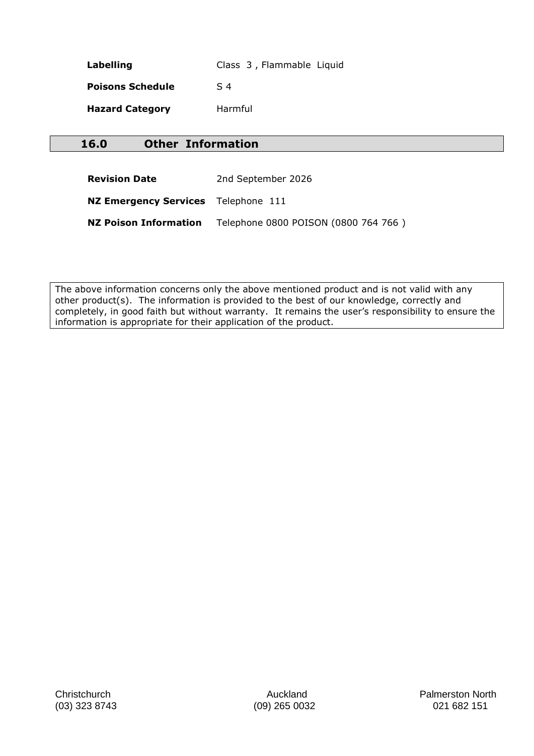| | |
|---|---|
| **Labelling** | Class 3 , Flammable Liquid |
| **Poisons Schedule** | S 4 |
| **Hazard Category** | Harmful |

## 16.0 Other Information

| | |
|---|---|
| **Revision Date** | 2nd September 2026 |
| **NZ Emergency Services** | Telephone 111 |
| **NZ Poison Information** | Telephone 0800 POISON (0800 764 766 ) |

The above information concerns only the above mentioned product and is not valid with any other product(s). The information is provided to the best of our knowledge, correctly and completely, in good faith but without warranty. It remains the user's responsibility to ensure the information is appropriate for their application of the product.

| | | |
|---|---|---|
| Christchurch | Auckland | Palmerston North |
| (03) 323 8743 | (09) 265 0032 | 021 682 151 |